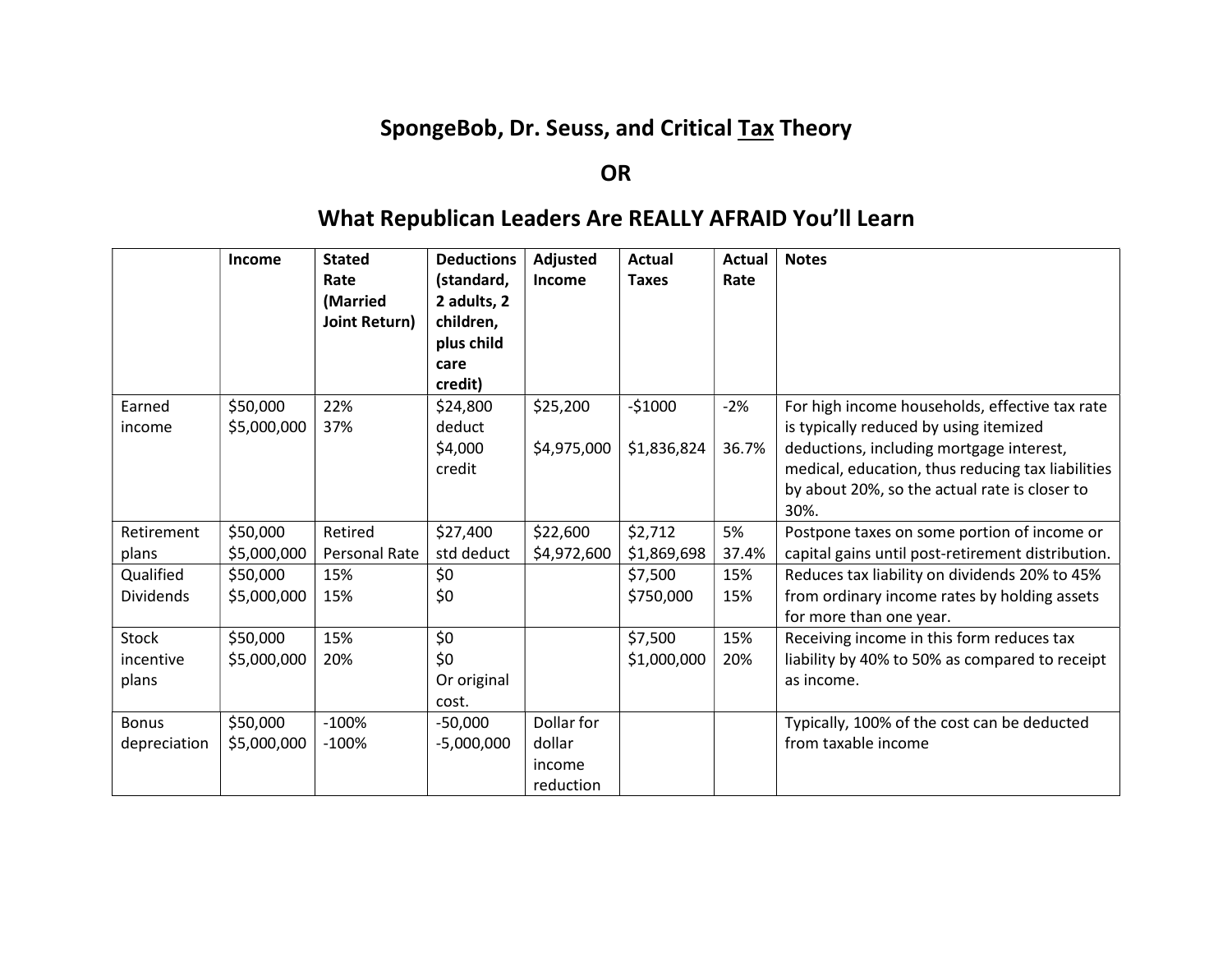# SpongeBob, Dr. Seuss, and Critical Tax Theory

## OR

## What Republican Leaders Are REALLY AFRAID You'll Learn

| | Income | Stated Rate (Married Joint Return) | Deductions (standard, 2 adults, 2 children, plus child care credit) | Adjusted Income | Actual Taxes | Actual Rate | Notes |
|---|---|---|---|---|---|---|---|
| Earned income | $50,000<br>$5,000,000 | 22%<br>37% | $24,800 deduct<br>$4,000 credit | $25,200<br><br>$4,975,000 | -$1000<br><br>$1,836,824 | -2%<br><br>36.7% | For high income households, effective tax rate is typically reduced by using itemized deductions, including mortgage interest, medical, education, thus reducing tax liabilities by about 20%, so the actual rate is closer to 30%. |
| Retirement plans | $50,000<br>$5,000,000 | Retired Personal Rate | $27,400 std deduct | $22,600<br>$4,972,600 | $2,712<br>$1,869,698 | 5%<br>37.4% | Postpone taxes on some portion of income or capital gains until post-retirement distribution. |
| Qualified Dividends | $50,000<br>$5,000,000 | 15%<br>15% | $0<br>$0 | | $7,500<br>$750,000 | 15%<br>15% | Reduces tax liability on dividends 20% to 45% from ordinary income rates by holding assets for more than one year. |
| Stock incentive plans | $50,000<br>$5,000,000 | 15%<br>20% | $0<br>$0<br>Or original cost. | | $7,500<br>$1,000,000 | 15%<br>20% | Receiving income in this form reduces tax liability by 40% to 50% as compared to receipt as income. |
| Bonus depreciation | $50,000<br>$5,000,000 | -100%<br>-100% | -50,000<br>-5,000,000 | Dollar for dollar income reduction | | | Typically, 100% of the cost can be deducted from taxable income |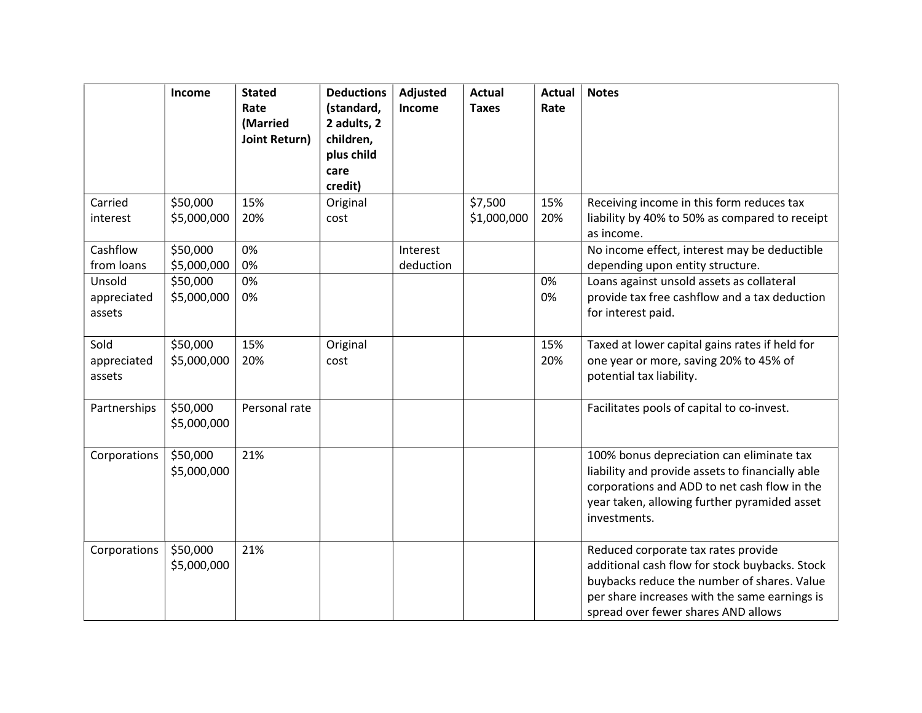| | Income | Stated Rate (Married Joint Return) | Deductions (standard, 2 adults, 2 children, plus child care credit) | Adjusted Income | Actual Taxes | Actual Rate | Notes |
|---|---|---|---|---|---|---|---|
| Carried interest | $50,000<br>$5,000,000 | 15%<br>20% | Original cost | | $7,500<br>$1,000,000 | 15%<br>20% | Receiving income in this form reduces tax liability by 40% to 50% as compared to receipt as income. |
| Cashflow from loans | $50,000<br>$5,000,000 | 0%<br>0% | | Interest deduction | | | No income effect, interest may be deductible depending upon entity structure. |
| Unsold appreciated assets | $50,000<br>$5,000,000 | 0%<br>0% | | | | 0%<br>0% | Loans against unsold assets as collateral provide tax free cashflow and a tax deduction for interest paid. |
| Sold appreciated assets | $50,000<br>$5,000,000 | 15%<br>20% | Original cost | | | 15%<br>20% | Taxed at lower capital gains rates if held for one year or more, saving 20% to 45% of potential tax liability. |
| Partnerships | $50,000<br>$5,000,000 | Personal rate | | | | | Facilitates pools of capital to co-invest. |
| Corporations | $50,000<br>$5,000,000 | 21% | | | | | 100% bonus depreciation can eliminate tax liability and provide assets to financially able corporations and ADD to net cash flow in the year taken, allowing further pyramided asset investments. |
| Corporations | $50,000<br>$5,000,000 | 21% | | | | | Reduced corporate tax rates provide additional cash flow for stock buybacks. Stock buybacks reduce the number of shares. Value per share increases with the same earnings is spread over fewer shares AND allows |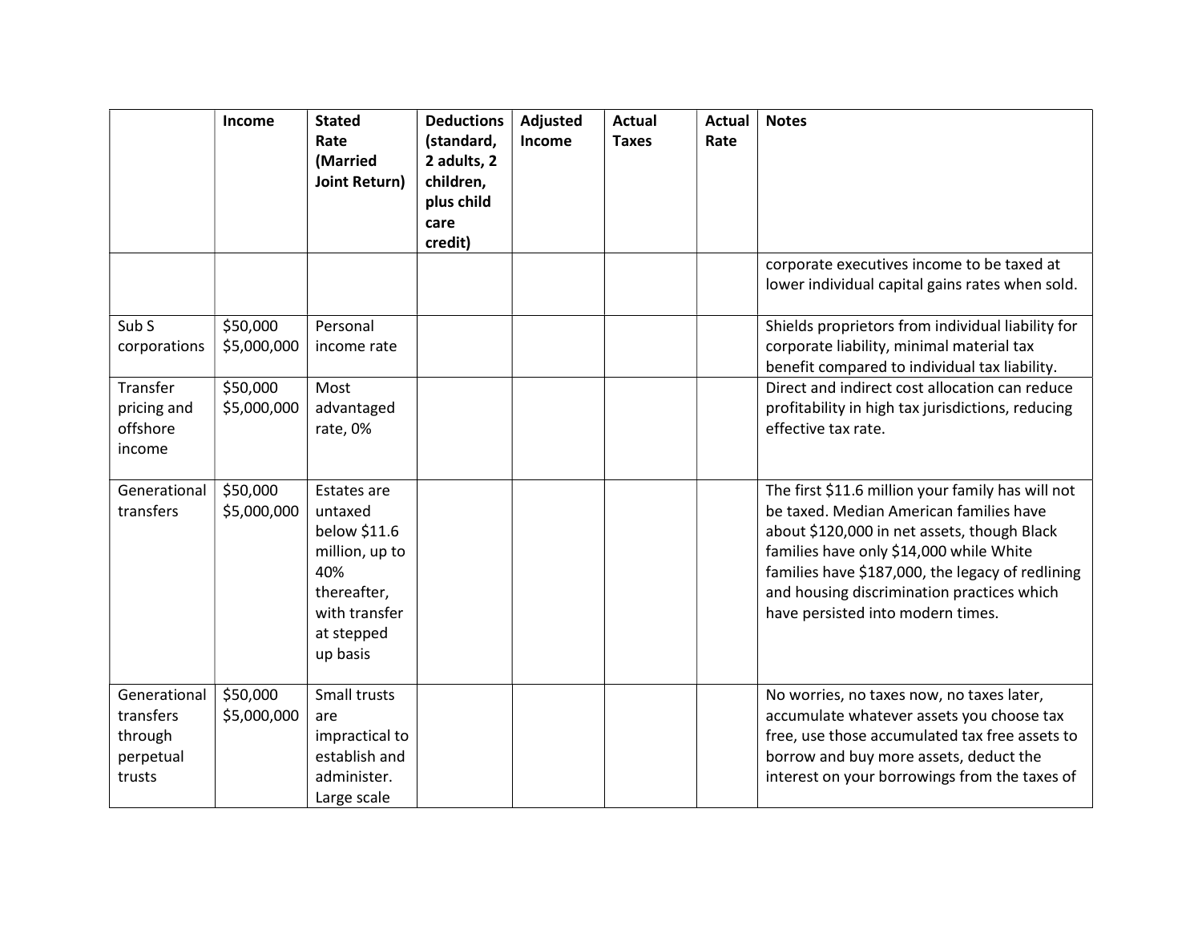|  | Income | Stated Rate (Married Joint Return) | Deductions (standard, 2 adults, 2 children, plus child care credit) | Adjusted Income | Actual Taxes | Actual Rate | Notes |
|---|---|---|---|---|---|---|---|
|  |  |  |  |  |  |  | corporate executives income to be taxed at lower individual capital gains rates when sold. |
| Sub S corporations | $50,000 $5,000,000 | Personal income rate |  |  |  |  | Shields proprietors from individual liability for corporate liability, minimal material tax benefit compared to individual tax liability. |
| Transfer pricing and offshore income | $50,000 $5,000,000 | Most advantaged rate, 0% |  |  |  |  | Direct and indirect cost allocation can reduce profitability in high tax jurisdictions, reducing effective tax rate. |
| Generational transfers | $50,000 $5,000,000 | Estates are untaxed below $11.6 million, up to 40% thereafter, with transfer at stepped up basis |  |  |  |  | The first $11.6 million your family has will not be taxed. Median American families have about $120,000 in net assets, though Black families have only $14,000 while White families have $187,000, the legacy of redlining and housing discrimination practices which have persisted into modern times. |
| Generational transfers through perpetual trusts | $50,000 $5,000,000 | Small trusts are impractical to establish and administer. Large scale |  |  |  |  | No worries, no taxes now, no taxes later, accumulate whatever assets you choose tax free, use those accumulated tax free assets to borrow and buy more assets, deduct the interest on your borrowings from the taxes of |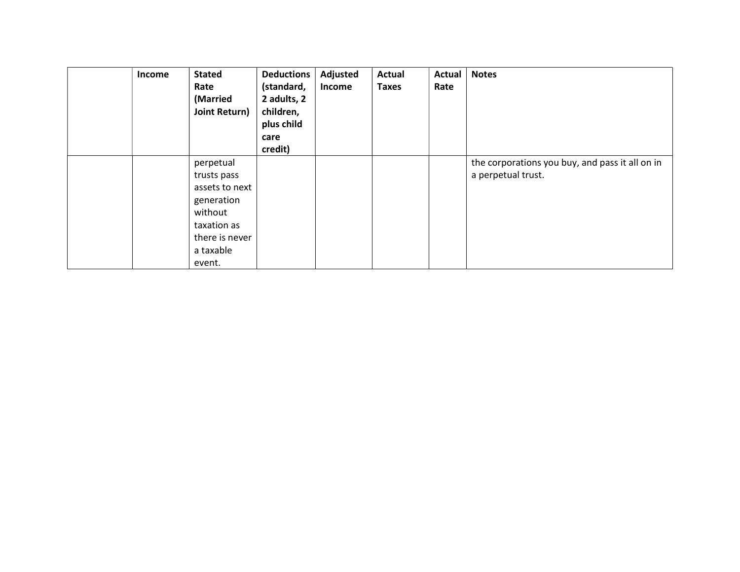| | Income | Stated Rate (Married Joint Return) | Deductions (standard, 2 adults, 2 children, plus child care credit) | Adjusted Income | Actual Taxes | Actual Rate | Notes |
|---|---|---|---|---|---|---|---|
| | | perpetual trusts pass assets to next generation without taxation as there is never a taxable event. | | | | | the corporations you buy, and pass it all on in a perpetual trust. |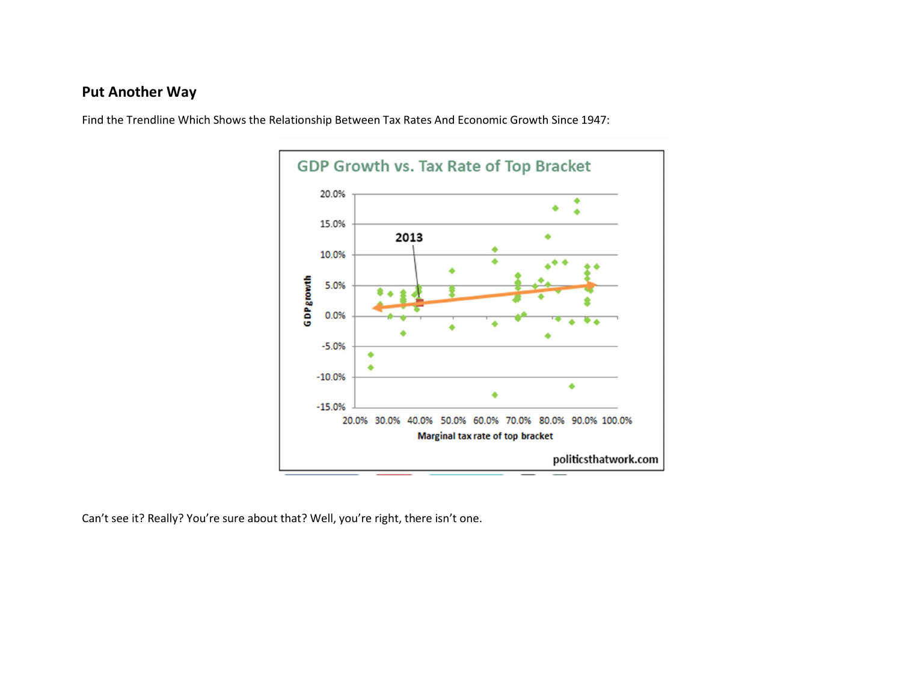## Put Another Way

Find the Trendline Which Shows the Relationship Between Tax Rates And Economic Growth Since 1947:

Can't see it? Really? You're sure about that? Well, you're right, there isn't one.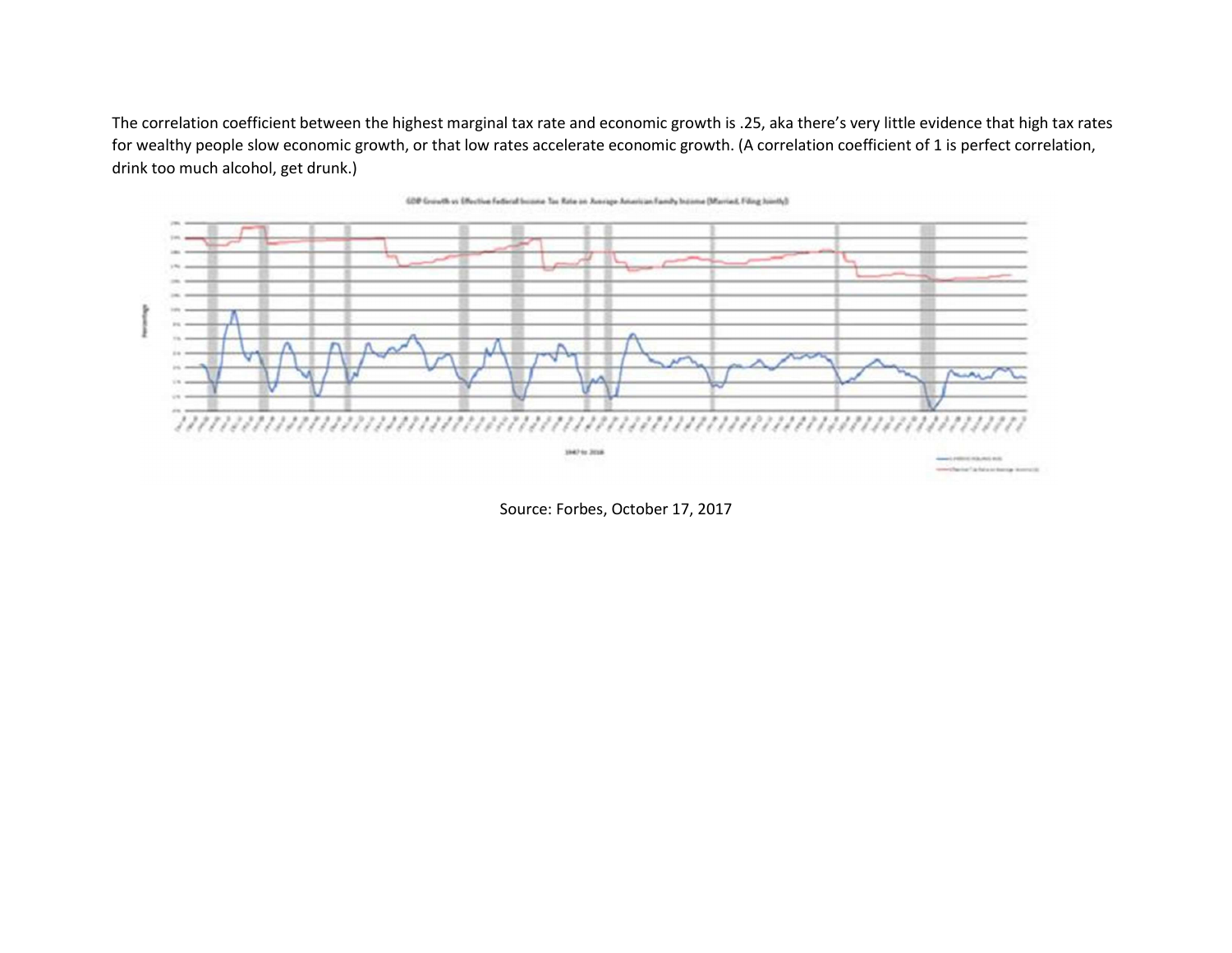The correlation coefficient between the highest marginal tax rate and economic growth is .25, aka there's very little evidence that high tax rates for wealthy people slow economic growth, or that low rates accelerate economic growth. (A correlation coefficient of 1 is perfect correlation, drink too much alcohol, get drunk.)

Source: Forbes, October 17, 2017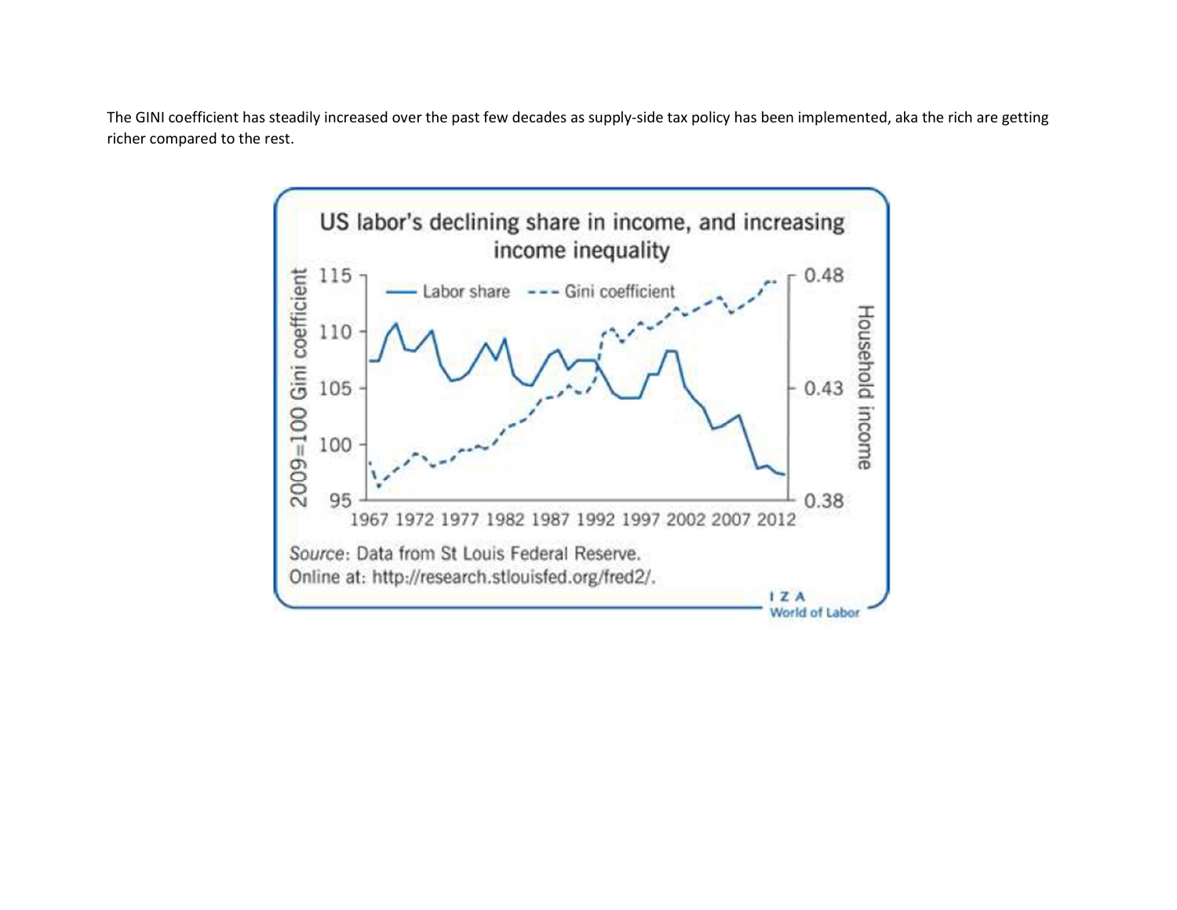The GINI coefficient has steadily increased over the past few decades as supply-side tax policy has been implemented, aka the rich are getting richer compared to the rest.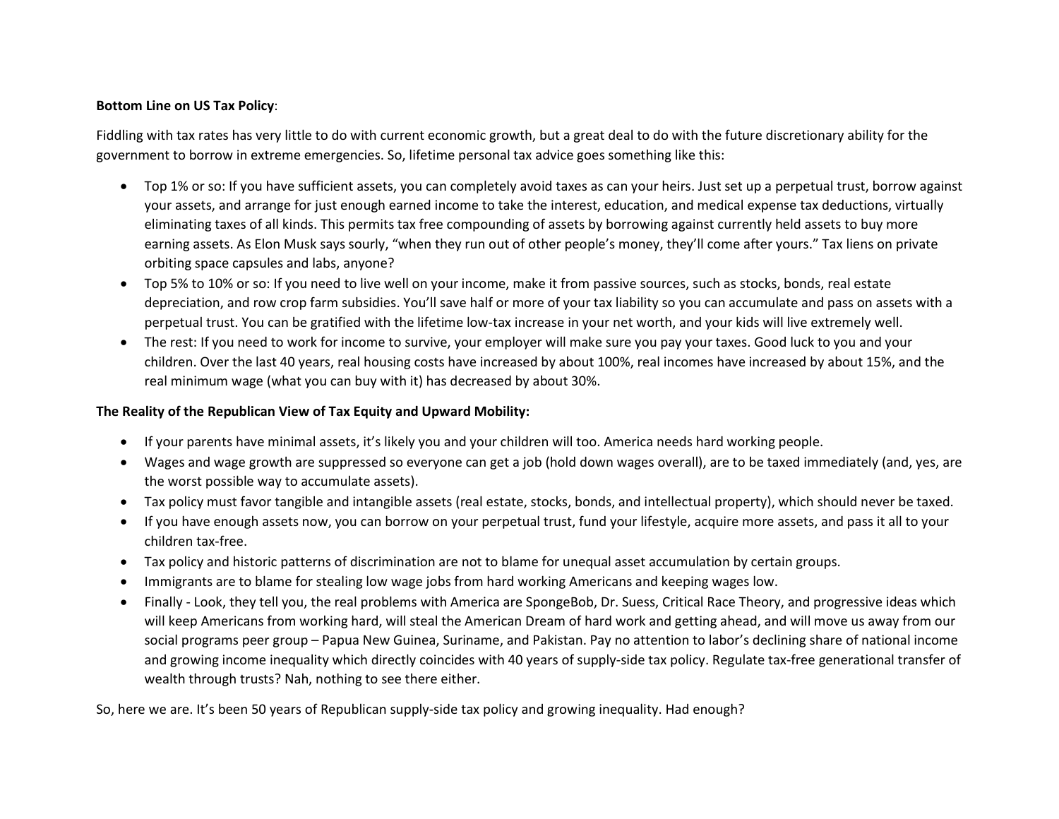**Bottom Line on US Tax Policy**:

Fiddling with tax rates has very little to do with current economic growth, but a great deal to do with the future discretionary ability for the government to borrow in extreme emergencies. So, lifetime personal tax advice goes something like this:

- Top 1% or so: If you have sufficient assets, you can completely avoid taxes as can your heirs. Just set up a perpetual trust, borrow against your assets, and arrange for just enough earned income to take the interest, education, and medical expense tax deductions, virtually eliminating taxes of all kinds. This permits tax free compounding of assets by borrowing against currently held assets to buy more earning assets. As Elon Musk says sourly, "when they run out of other people's money, they'll come after yours." Tax liens on private orbiting space capsules and labs, anyone?
- Top 5% to 10% or so: If you need to live well on your income, make it from passive sources, such as stocks, bonds, real estate depreciation, and row crop farm subsidies. You'll save half or more of your tax liability so you can accumulate and pass on assets with a perpetual trust. You can be gratified with the lifetime low-tax increase in your net worth, and your kids will live extremely well.
- The rest: If you need to work for income to survive, your employer will make sure you pay your taxes. Good luck to you and your children. Over the last 40 years, real housing costs have increased by about 100%, real incomes have increased by about 15%, and the real minimum wage (what you can buy with it) has decreased by about 30%.

**The Reality of the Republican View of Tax Equity and Upward Mobility:**

- If your parents have minimal assets, it's likely you and your children will too. America needs hard working people.
- Wages and wage growth are suppressed so everyone can get a job (hold down wages overall), are to be taxed immediately (and, yes, are the worst possible way to accumulate assets).
- Tax policy must favor tangible and intangible assets (real estate, stocks, bonds, and intellectual property), which should never be taxed.
- If you have enough assets now, you can borrow on your perpetual trust, fund your lifestyle, acquire more assets, and pass it all to your children tax-free.
- Tax policy and historic patterns of discrimination are not to blame for unequal asset accumulation by certain groups.
- Immigrants are to blame for stealing low wage jobs from hard working Americans and keeping wages low.
- Finally - Look, they tell you, the real problems with America are SpongeBob, Dr. Suess, Critical Race Theory, and progressive ideas which will keep Americans from working hard, will steal the American Dream of hard work and getting ahead, and will move us away from our social programs peer group – Papua New Guinea, Suriname, and Pakistan. Pay no attention to labor's declining share of national income and growing income inequality which directly coincides with 40 years of supply-side tax policy. Regulate tax-free generational transfer of wealth through trusts? Nah, nothing to see there either.

So, here we are. It's been 50 years of Republican supply-side tax policy and growing inequality. Had enough?